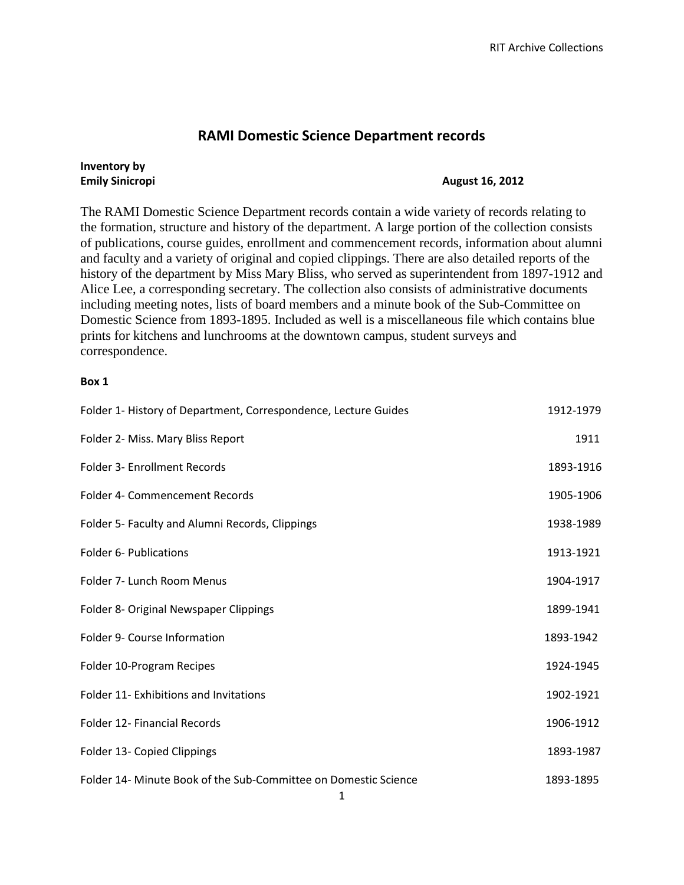# RAMI Domestic Science Department records

**Inventory by**
**Emily Sinicropi** **August 16, 2012**

The RAMI Domestic Science Department records contain a wide variety of records relating to the formation, structure and history of the department. A large portion of the collection consists of publications, course guides, enrollment and commencement records, information about alumni and faculty and a variety of original and copied clippings. There are also detailed reports of the history of the department by Miss Mary Bliss, who served as superintendent from 1897-1912 and Alice Lee, a corresponding secretary. The collection also consists of administrative documents including meeting notes, lists of board members and a minute book of the Sub-Committee on Domestic Science from 1893-1895. Included as well is a miscellaneous file which contains blue prints for kitchens and lunchrooms at the downtown campus, student surveys and correspondence.

**Box 1**

| Folder | Dates |
| --- | --- |
| Folder 1- History of Department, Correspondence, Lecture Guides | 1912-1979 |
| Folder 2- Miss. Mary Bliss Report | 1911 |
| Folder 3- Enrollment Records | 1893-1916 |
| Folder 4- Commencement Records | 1905-1906 |
| Folder 5- Faculty and Alumni Records, Clippings | 1938-1989 |
| Folder 6- Publications | 1913-1921 |
| Folder 7- Lunch Room Menus | 1904-1917 |
| Folder 8- Original Newspaper Clippings | 1899-1941 |
| Folder 9- Course Information | 1893-1942 |
| Folder 10-Program Recipes | 1924-1945 |
| Folder 11- Exhibitions and Invitations | 1902-1921 |
| Folder 12- Financial Records | 1906-1912 |
| Folder 13- Copied Clippings | 1893-1987 |
| Folder 14- Minute Book of the Sub-Committee on Domestic Science | 1893-1895 |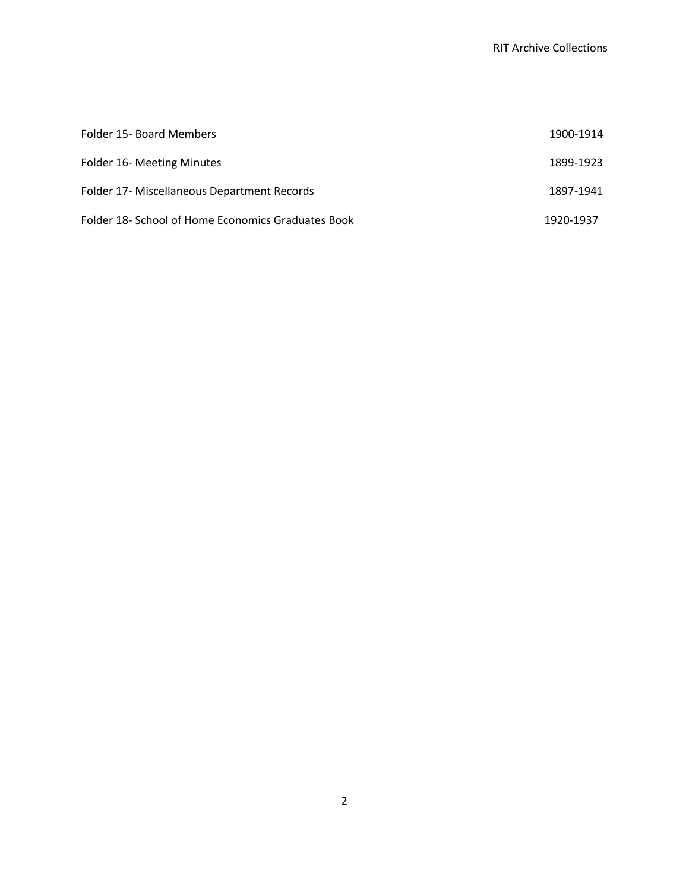| | |
|---|---|
| Folder 15- Board Members | 1900-1914 |
| Folder 16- Meeting Minutes | 1899-1923 |
| Folder 17- Miscellaneous Department Records | 1897-1941 |
| Folder 18- School of Home Economics Graduates Book | 1920-1937 |